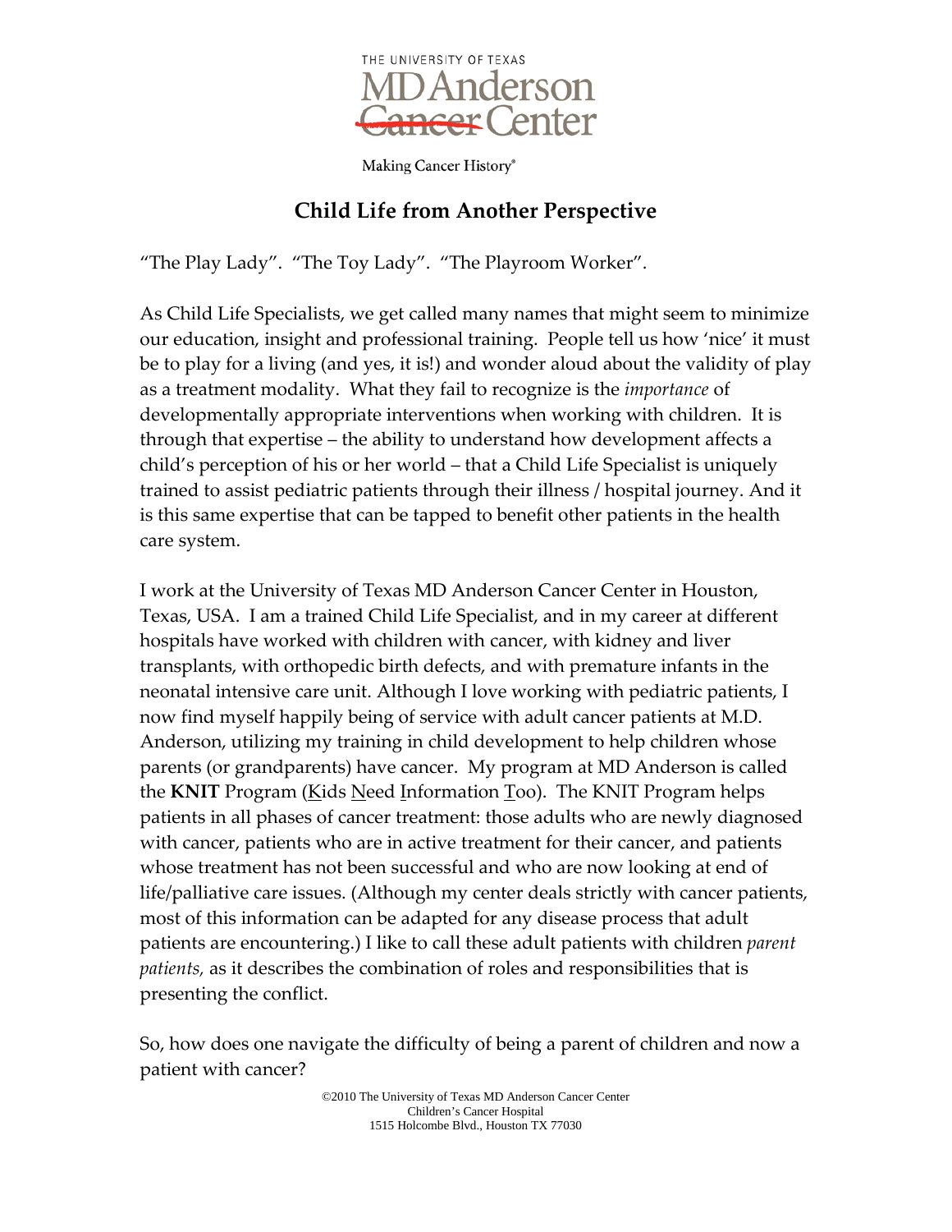THE UNIVERSITY OF TEXAS
MD Anderson Cancer Center

Making Cancer History®

# Child Life from Another Perspective

"The Play Lady". "The Toy Lady". "The Playroom Worker".

As Child Life Specialists, we get called many names that might seem to minimize our education, insight and professional training. People tell us how 'nice' it must be to play for a living (and yes, it is!) and wonder aloud about the validity of play as a treatment modality. What they fail to recognize is the *importance* of developmentally appropriate interventions when working with children. It is through that expertise – the ability to understand how development affects a child's perception of his or her world – that a Child Life Specialist is uniquely trained to assist pediatric patients through their illness / hospital journey. And it is this same expertise that can be tapped to benefit other patients in the health care system.

I work at the University of Texas MD Anderson Cancer Center in Houston, Texas, USA. I am a trained Child Life Specialist, and in my career at different hospitals have worked with children with cancer, with kidney and liver transplants, with orthopedic birth defects, and with premature infants in the neonatal intensive care unit. Although I love working with pediatric patients, I now find myself happily being of service with adult cancer patients at M.D. Anderson, utilizing my training in child development to help children whose parents (or grandparents) have cancer. My program at MD Anderson is called the **KNIT** Program (<u>K</u>ids <u>N</u>eed <u>I</u>nformation <u>T</u>oo). The KNIT Program helps patients in all phases of cancer treatment: those adults who are newly diagnosed with cancer, patients who are in active treatment for their cancer, and patients whose treatment has not been successful and who are now looking at end of life/palliative care issues. (Although my center deals strictly with cancer patients, most of this information can be adapted for any disease process that adult patients are encountering.) I like to call these adult patients with children *parent patients,* as it describes the combination of roles and responsibilities that is presenting the conflict.

So, how does one navigate the difficulty of being a parent of children and now a patient with cancer?

©2010 The University of Texas MD Anderson Cancer Center
Children's Cancer Hospital
1515 Holcombe Blvd., Houston TX 77030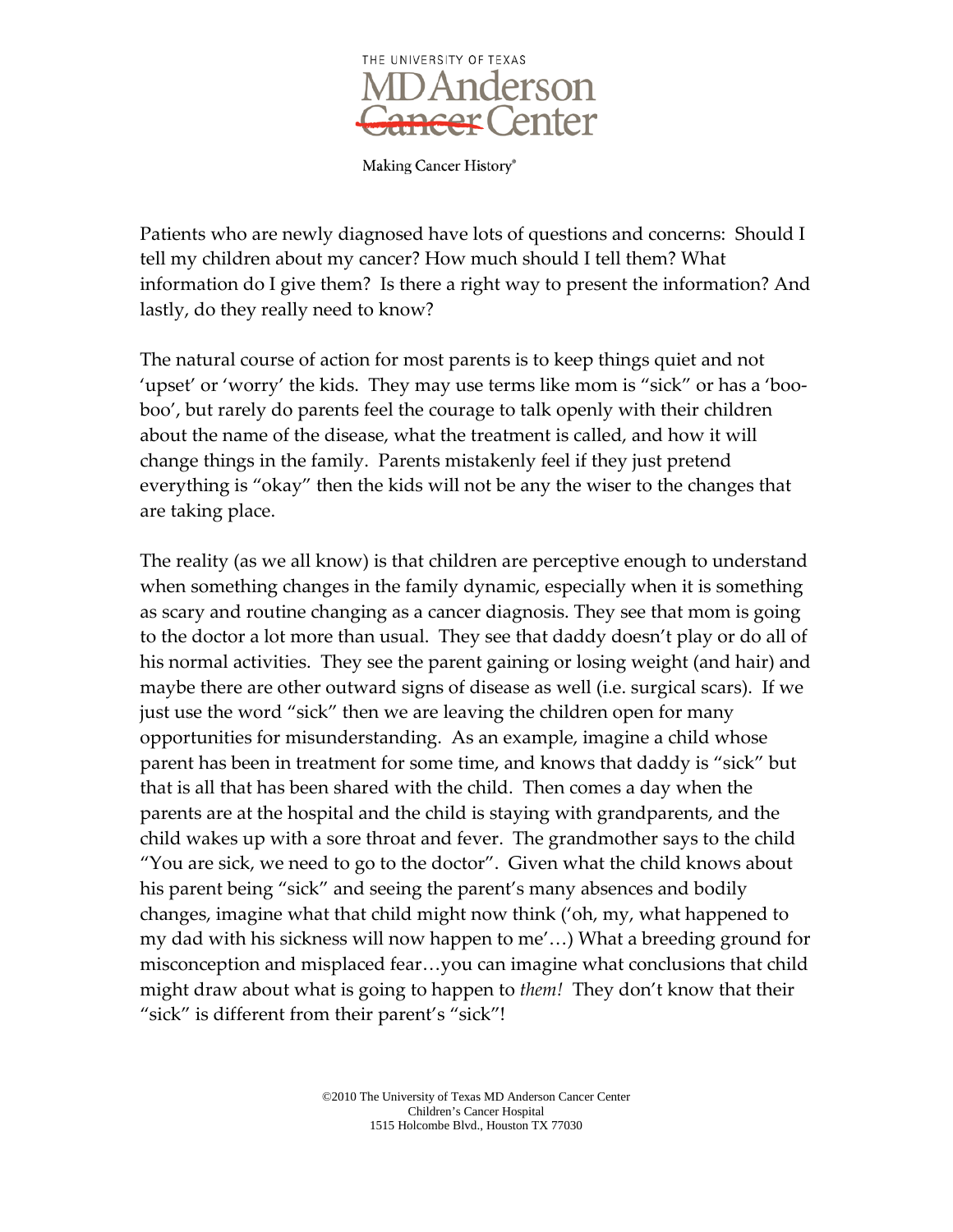Patients who are newly diagnosed have lots of questions and concerns: Should I tell my children about my cancer? How much should I tell them? What information do I give them? Is there a right way to present the information? And lastly, do they really need to know?

The natural course of action for most parents is to keep things quiet and not 'upset' or 'worry' the kids. They may use terms like mom is "sick" or has a 'boo-boo', but rarely do parents feel the courage to talk openly with their children about the name of the disease, what the treatment is called, and how it will change things in the family. Parents mistakenly feel if they just pretend everything is "okay" then the kids will not be any the wiser to the changes that are taking place.

The reality (as we all know) is that children are perceptive enough to understand when something changes in the family dynamic, especially when it is something as scary and routine changing as a cancer diagnosis. They see that mom is going to the doctor a lot more than usual. They see that daddy doesn't play or do all of his normal activities. They see the parent gaining or losing weight (and hair) and maybe there are other outward signs of disease as well (i.e. surgical scars). If we just use the word "sick" then we are leaving the children open for many opportunities for misunderstanding. As an example, imagine a child whose parent has been in treatment for some time, and knows that daddy is "sick" but that is all that has been shared with the child. Then comes a day when the parents are at the hospital and the child is staying with grandparents, and the child wakes up with a sore throat and fever. The grandmother says to the child "You are sick, we need to go to the doctor". Given what the child knows about his parent being "sick" and seeing the parent's many absences and bodily changes, imagine what that child might now think ('oh, my, what happened to my dad with his sickness will now happen to me'…) What a breeding ground for misconception and misplaced fear…you can imagine what conclusions that child might draw about what is going to happen to *them!* They don't know that their "sick" is different from their parent's "sick"!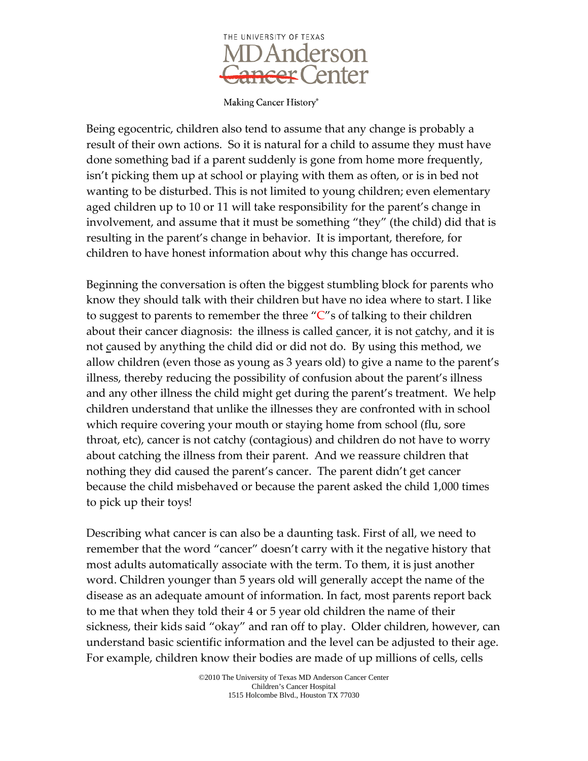Being egocentric, children also tend to assume that any change is probably a result of their own actions. So it is natural for a child to assume they must have done something bad if a parent suddenly is gone from home more frequently, isn't picking them up at school or playing with them as often, or is in bed not wanting to be disturbed. This is not limited to young children; even elementary aged children up to 10 or 11 will take responsibility for the parent's change in involvement, and assume that it must be something "they" (the child) did that is resulting in the parent's change in behavior. It is important, therefore, for children to have honest information about why this change has occurred.

Beginning the conversation is often the biggest stumbling block for parents who know they should talk with their children but have no idea where to start. I like to suggest to parents to remember the three "C"s of talking to their children about their cancer diagnosis: the illness is called <u>c</u>ancer, it is not <u>c</u>atchy, and it is not <u>c</u>aused by anything the child did or did not do. By using this method, we allow children (even those as young as 3 years old) to give a name to the parent's illness, thereby reducing the possibility of confusion about the parent's illness and any other illness the child might get during the parent's treatment. We help children understand that unlike the illnesses they are confronted with in school which require covering your mouth or staying home from school (flu, sore throat, etc), cancer is not catchy (contagious) and children do not have to worry about catching the illness from their parent. And we reassure children that nothing they did caused the parent's cancer. The parent didn't get cancer because the child misbehaved or because the parent asked the child 1,000 times to pick up their toys!

Describing what cancer is can also be a daunting task. First of all, we need to remember that the word "cancer" doesn't carry with it the negative history that most adults automatically associate with the term. To them, it is just another word. Children younger than 5 years old will generally accept the name of the disease as an adequate amount of information. In fact, most parents report back to me that when they told their 4 or 5 year old children the name of their sickness, their kids said "okay" and ran off to play. Older children, however, can understand basic scientific information and the level can be adjusted to their age. For example, children know their bodies are made of up millions of cells, cells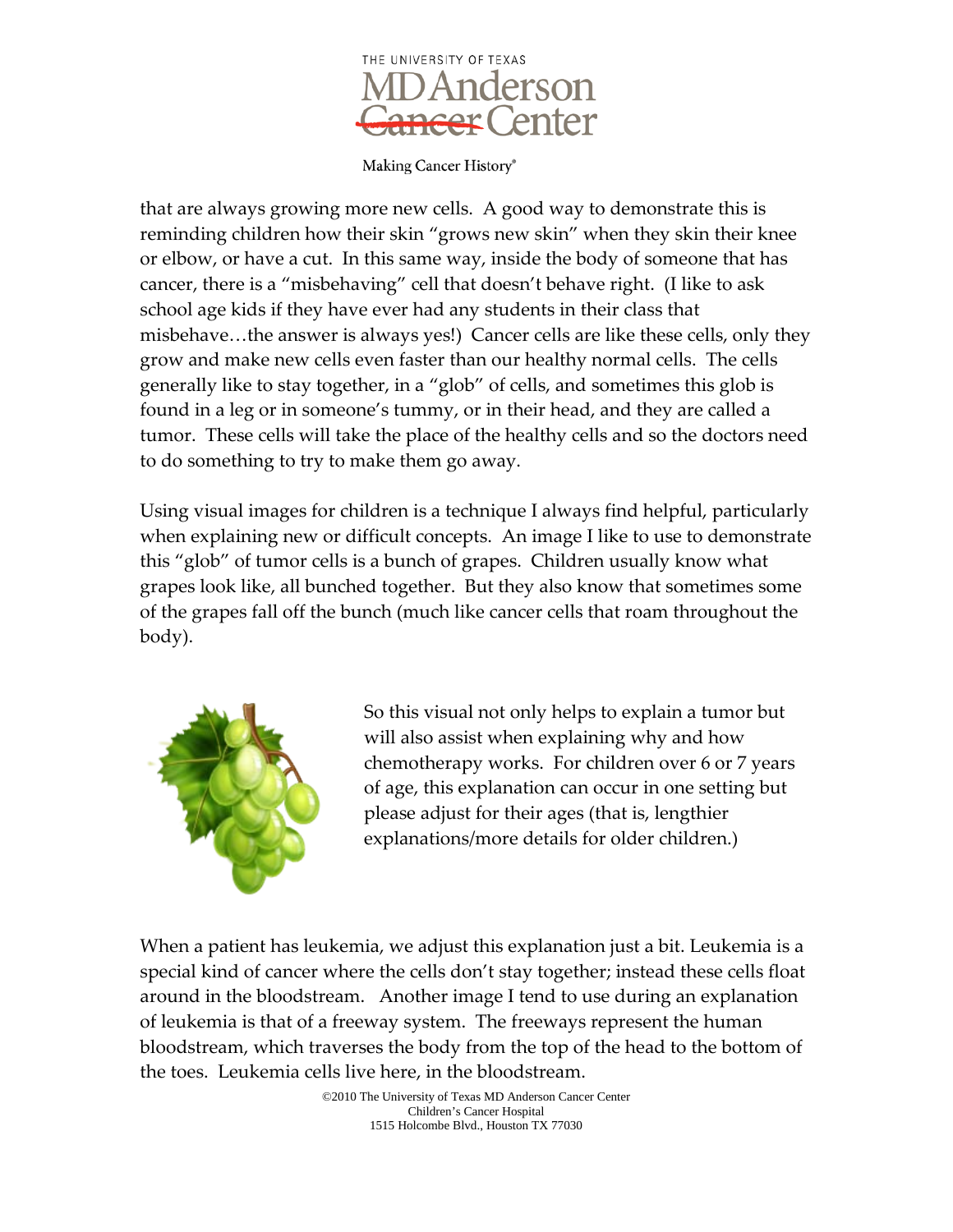that are always growing more new cells. A good way to demonstrate this is reminding children how their skin "grows new skin" when they skin their knee or elbow, or have a cut. In this same way, inside the body of someone that has cancer, there is a "misbehaving" cell that doesn't behave right. (I like to ask school age kids if they have ever had any students in their class that misbehave…the answer is always yes!) Cancer cells are like these cells, only they grow and make new cells even faster than our healthy normal cells. The cells generally like to stay together, in a "glob" of cells, and sometimes this glob is found in a leg or in someone's tummy, or in their head, and they are called a tumor. These cells will take the place of the healthy cells and so the doctors need to do something to try to make them go away.

Using visual images for children is a technique I always find helpful, particularly when explaining new or difficult concepts. An image I like to use to demonstrate this "glob" of tumor cells is a bunch of grapes. Children usually know what grapes look like, all bunched together. But they also know that sometimes some of the grapes fall off the bunch (much like cancer cells that roam throughout the body).

So this visual not only helps to explain a tumor but will also assist when explaining why and how chemotherapy works. For children over 6 or 7 years of age, this explanation can occur in one setting but please adjust for their ages (that is, lengthier explanations/more details for older children.)

When a patient has leukemia, we adjust this explanation just a bit. Leukemia is a special kind of cancer where the cells don't stay together; instead these cells float around in the bloodstream. Another image I tend to use during an explanation of leukemia is that of a freeway system. The freeways represent the human bloodstream, which traverses the body from the top of the head to the bottom of the toes. Leukemia cells live here, in the bloodstream.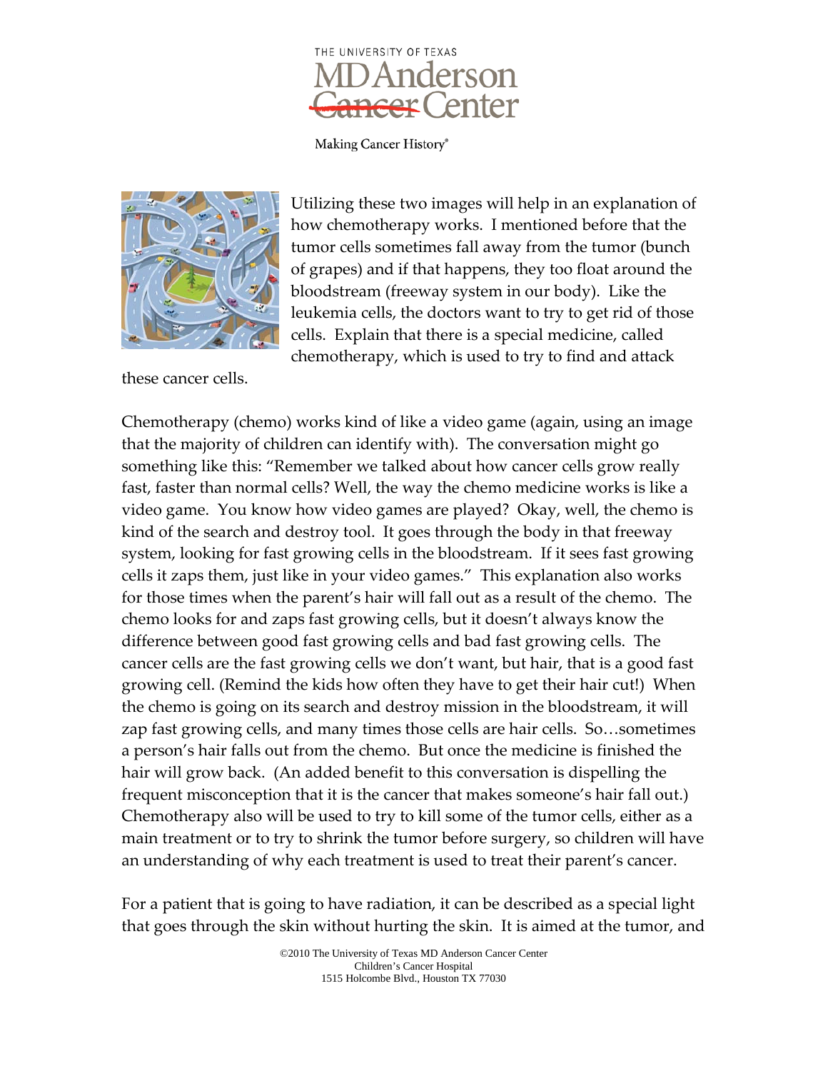Utilizing these two images will help in an explanation of how chemotherapy works. I mentioned before that the tumor cells sometimes fall away from the tumor (bunch of grapes) and if that happens, they too float around the bloodstream (freeway system in our body). Like the leukemia cells, the doctors want to try to get rid of those cells. Explain that there is a special medicine, called chemotherapy, which is used to try to find and attack these cancer cells.

Chemotherapy (chemo) works kind of like a video game (again, using an image that the majority of children can identify with). The conversation might go something like this: "Remember we talked about how cancer cells grow really fast, faster than normal cells? Well, the way the chemo medicine works is like a video game. You know how video games are played? Okay, well, the chemo is kind of the search and destroy tool. It goes through the body in that freeway system, looking for fast growing cells in the bloodstream. If it sees fast growing cells it zaps them, just like in your video games." This explanation also works for those times when the parent's hair will fall out as a result of the chemo. The chemo looks for and zaps fast growing cells, but it doesn't always know the difference between good fast growing cells and bad fast growing cells. The cancer cells are the fast growing cells we don't want, but hair, that is a good fast growing cell. (Remind the kids how often they have to get their hair cut!) When the chemo is going on its search and destroy mission in the bloodstream, it will zap fast growing cells, and many times those cells are hair cells. So…sometimes a person's hair falls out from the chemo. But once the medicine is finished the hair will grow back. (An added benefit to this conversation is dispelling the frequent misconception that it is the cancer that makes someone's hair fall out.) Chemotherapy also will be used to try to kill some of the tumor cells, either as a main treatment or to try to shrink the tumor before surgery, so children will have an understanding of why each treatment is used to treat their parent's cancer.

For a patient that is going to have radiation, it can be described as a special light that goes through the skin without hurting the skin. It is aimed at the tumor, and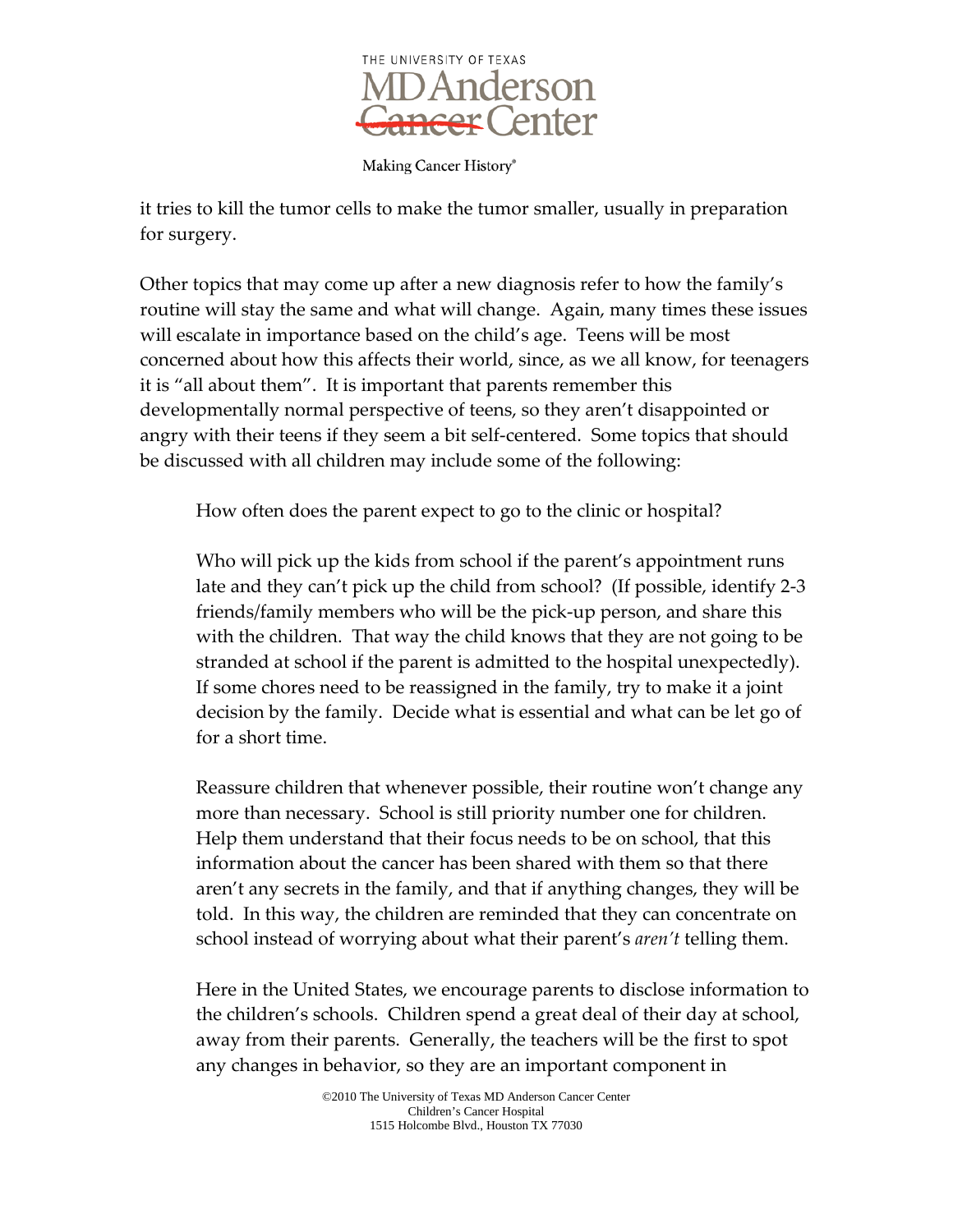it tries to kill the tumor cells to make the tumor smaller, usually in preparation for surgery.

Other topics that may come up after a new diagnosis refer to how the family's routine will stay the same and what will change. Again, many times these issues will escalate in importance based on the child's age. Teens will be most concerned about how this affects their world, since, as we all know, for teenagers it is "all about them". It is important that parents remember this developmentally normal perspective of teens, so they aren't disappointed or angry with their teens if they seem a bit self-centered. Some topics that should be discussed with all children may include some of the following:

How often does the parent expect to go to the clinic or hospital?

Who will pick up the kids from school if the parent's appointment runs late and they can't pick up the child from school? (If possible, identify 2-3 friends/family members who will be the pick-up person, and share this with the children. That way the child knows that they are not going to be stranded at school if the parent is admitted to the hospital unexpectedly). If some chores need to be reassigned in the family, try to make it a joint decision by the family. Decide what is essential and what can be let go of for a short time.

Reassure children that whenever possible, their routine won't change any more than necessary. School is still priority number one for children. Help them understand that their focus needs to be on school, that this information about the cancer has been shared with them so that there aren't any secrets in the family, and that if anything changes, they will be told. In this way, the children are reminded that they can concentrate on school instead of worrying about what their parent's *aren't* telling them.

Here in the United States, we encourage parents to disclose information to the children's schools. Children spend a great deal of their day at school, away from their parents. Generally, the teachers will be the first to spot any changes in behavior, so they are an important component in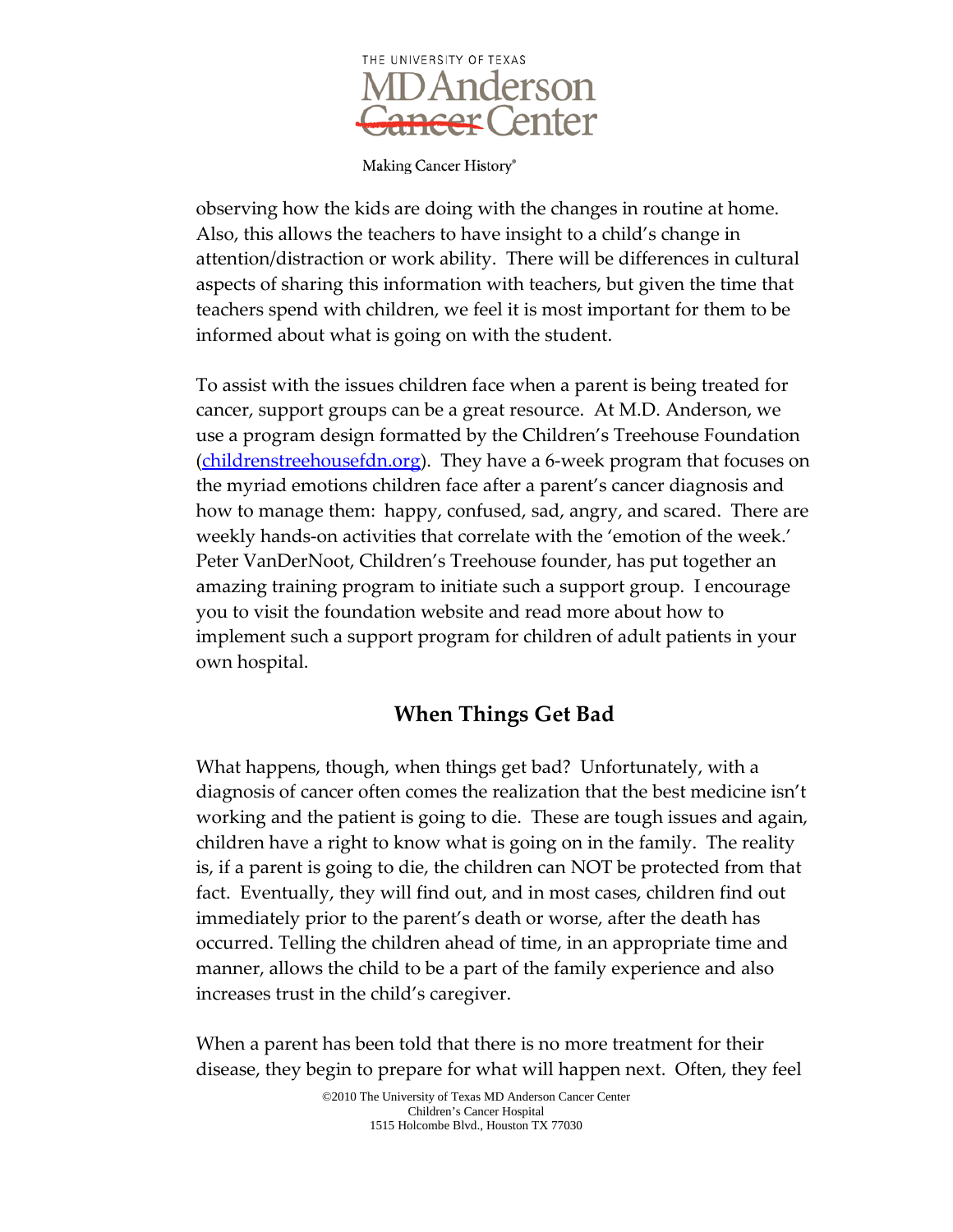observing how the kids are doing with the changes in routine at home. Also, this allows the teachers to have insight to a child's change in attention/distraction or work ability. There will be differences in cultural aspects of sharing this information with teachers, but given the time that teachers spend with children, we feel it is most important for them to be informed about what is going on with the student.

To assist with the issues children face when a parent is being treated for cancer, support groups can be a great resource. At M.D. Anderson, we use a program design formatted by the Children's Treehouse Foundation ([childrenstreehousefdn.org](childrenstreehousefdn.org)). They have a 6-week program that focuses on the myriad emotions children face after a parent's cancer diagnosis and how to manage them: happy, confused, sad, angry, and scared. There are weekly hands-on activities that correlate with the 'emotion of the week.' Peter VanDerNoot, Children's Treehouse founder, has put together an amazing training program to initiate such a support group. I encourage you to visit the foundation website and read more about how to implement such a support program for children of adult patients in your own hospital.

## When Things Get Bad

What happens, though, when things get bad? Unfortunately, with a diagnosis of cancer often comes the realization that the best medicine isn't working and the patient is going to die. These are tough issues and again, children have a right to know what is going on in the family. The reality is, if a parent is going to die, the children can NOT be protected from that fact. Eventually, they will find out, and in most cases, children find out immediately prior to the parent's death or worse, after the death has occurred. Telling the children ahead of time, in an appropriate time and manner, allows the child to be a part of the family experience and also increases trust in the child's caregiver.

When a parent has been told that there is no more treatment for their disease, they begin to prepare for what will happen next. Often, they feel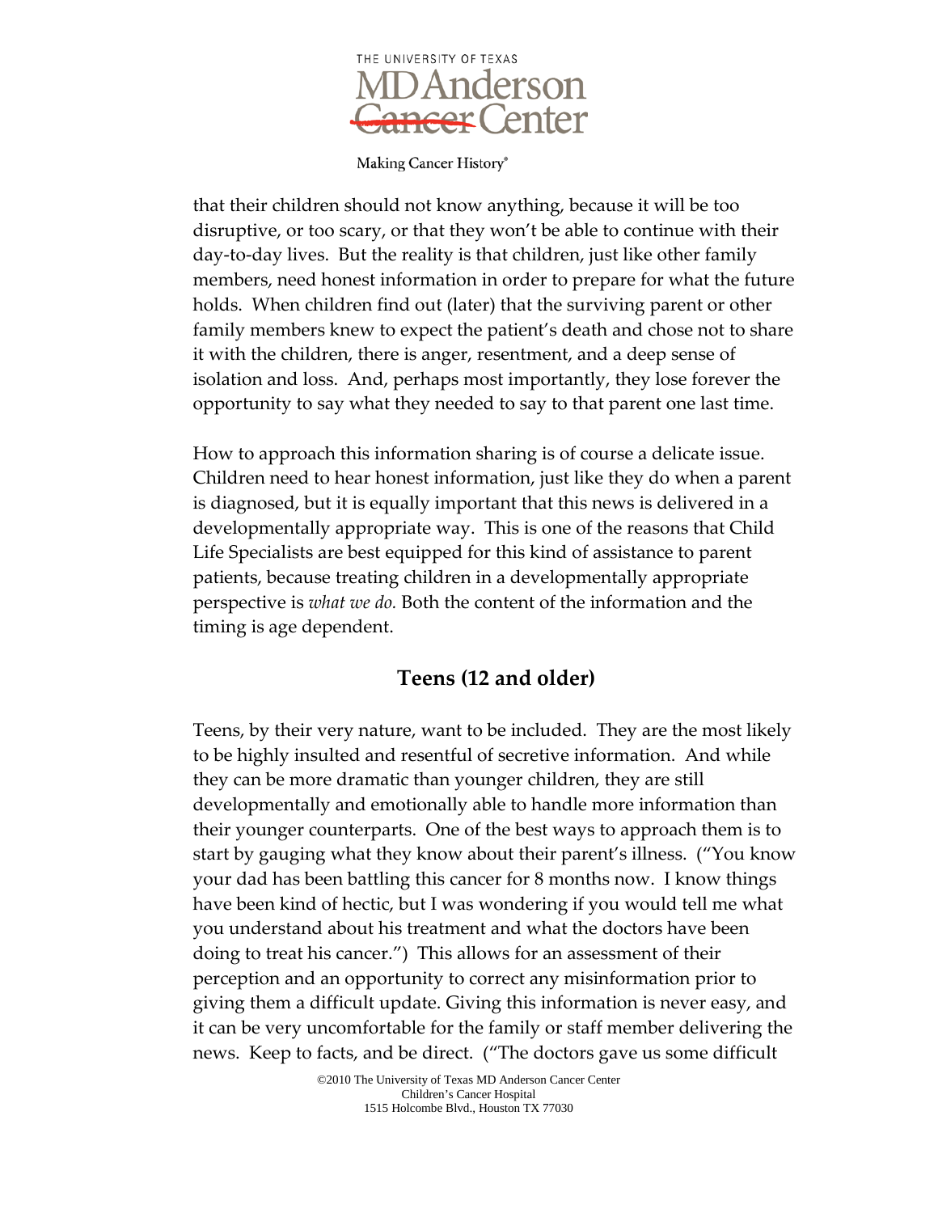that their children should not know anything, because it will be too disruptive, or too scary, or that they won't be able to continue with their day-to-day lives. But the reality is that children, just like other family members, need honest information in order to prepare for what the future holds. When children find out (later) that the surviving parent or other family members knew to expect the patient's death and chose not to share it with the children, there is anger, resentment, and a deep sense of isolation and loss. And, perhaps most importantly, they lose forever the opportunity to say what they needed to say to that parent one last time.

How to approach this information sharing is of course a delicate issue. Children need to hear honest information, just like they do when a parent is diagnosed, but it is equally important that this news is delivered in a developmentally appropriate way. This is one of the reasons that Child Life Specialists are best equipped for this kind of assistance to parent patients, because treating children in a developmentally appropriate perspective is *what we do.* Both the content of the information and the timing is age dependent.

## Teens (12 and older)

Teens, by their very nature, want to be included. They are the most likely to be highly insulted and resentful of secretive information. And while they can be more dramatic than younger children, they are still developmentally and emotionally able to handle more information than their younger counterparts. One of the best ways to approach them is to start by gauging what they know about their parent's illness. ("You know your dad has been battling this cancer for 8 months now. I know things have been kind of hectic, but I was wondering if you would tell me what you understand about his treatment and what the doctors have been doing to treat his cancer.") This allows for an assessment of their perception and an opportunity to correct any misinformation prior to giving them a difficult update. Giving this information is never easy, and it can be very uncomfortable for the family or staff member delivering the news. Keep to facts, and be direct. ("The doctors gave us some difficult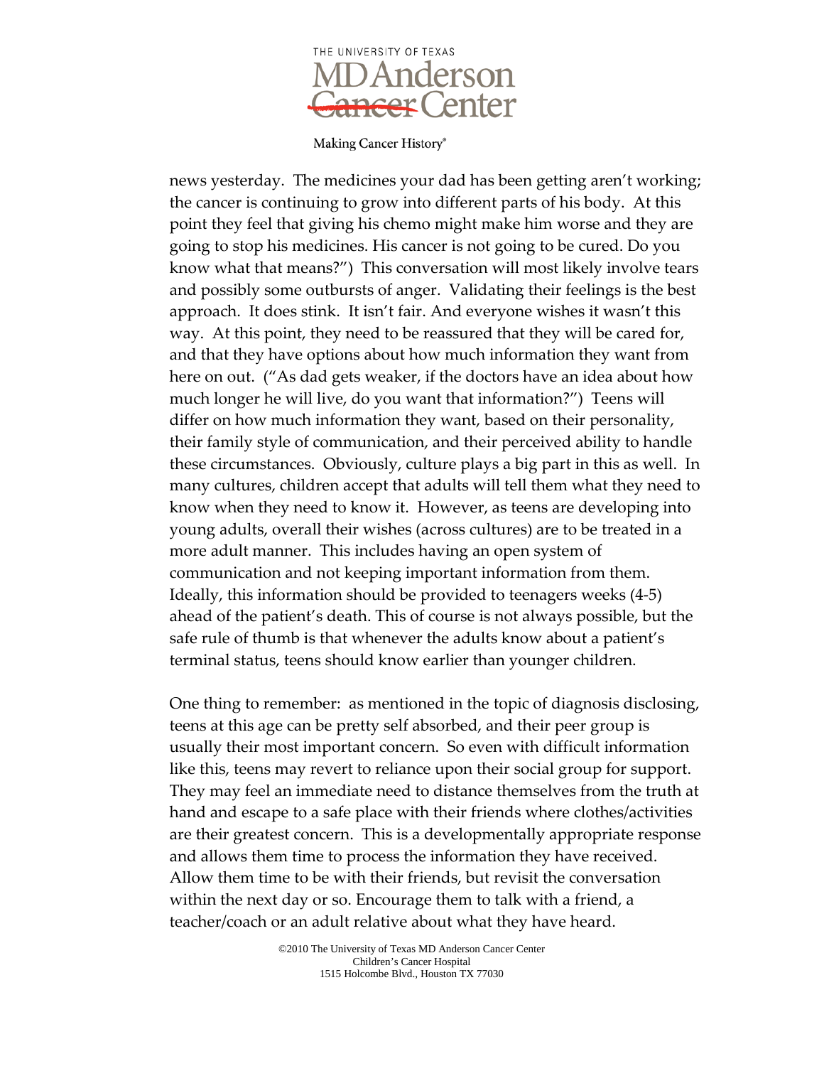news yesterday. The medicines your dad has been getting aren't working; the cancer is continuing to grow into different parts of his body. At this point they feel that giving his chemo might make him worse and they are going to stop his medicines. His cancer is not going to be cured. Do you know what that means?") This conversation will most likely involve tears and possibly some outbursts of anger. Validating their feelings is the best approach. It does stink. It isn't fair. And everyone wishes it wasn't this way. At this point, they need to be reassured that they will be cared for, and that they have options about how much information they want from here on out. ("As dad gets weaker, if the doctors have an idea about how much longer he will live, do you want that information?") Teens will differ on how much information they want, based on their personality, their family style of communication, and their perceived ability to handle these circumstances. Obviously, culture plays a big part in this as well. In many cultures, children accept that adults will tell them what they need to know when they need to know it. However, as teens are developing into young adults, overall their wishes (across cultures) are to be treated in a more adult manner. This includes having an open system of communication and not keeping important information from them. Ideally, this information should be provided to teenagers weeks (4-5) ahead of the patient's death. This of course is not always possible, but the safe rule of thumb is that whenever the adults know about a patient's terminal status, teens should know earlier than younger children.

One thing to remember: as mentioned in the topic of diagnosis disclosing, teens at this age can be pretty self absorbed, and their peer group is usually their most important concern. So even with difficult information like this, teens may revert to reliance upon their social group for support. They may feel an immediate need to distance themselves from the truth at hand and escape to a safe place with their friends where clothes/activities are their greatest concern. This is a developmentally appropriate response and allows them time to process the information they have received. Allow them time to be with their friends, but revisit the conversation within the next day or so. Encourage them to talk with a friend, a teacher/coach or an adult relative about what they have heard.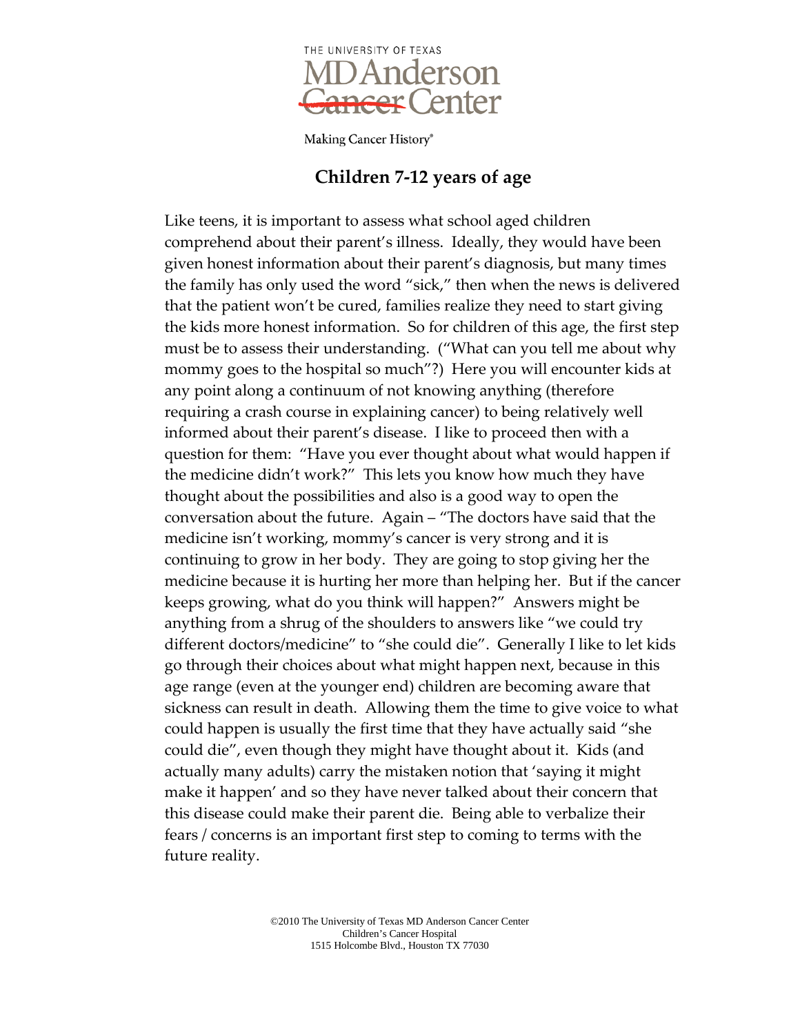## Children 7-12 years of age

Like teens, it is important to assess what school aged children comprehend about their parent's illness. Ideally, they would have been given honest information about their parent's diagnosis, but many times the family has only used the word "sick," then when the news is delivered that the patient won't be cured, families realize they need to start giving the kids more honest information. So for children of this age, the first step must be to assess their understanding. ("What can you tell me about why mommy goes to the hospital so much"?) Here you will encounter kids at any point along a continuum of not knowing anything (therefore requiring a crash course in explaining cancer) to being relatively well informed about their parent's disease. I like to proceed then with a question for them: "Have you ever thought about what would happen if the medicine didn't work?" This lets you know how much they have thought about the possibilities and also is a good way to open the conversation about the future. Again – "The doctors have said that the medicine isn't working, mommy's cancer is very strong and it is continuing to grow in her body. They are going to stop giving her the medicine because it is hurting her more than helping her. But if the cancer keeps growing, what do you think will happen?" Answers might be anything from a shrug of the shoulders to answers like "we could try different doctors/medicine" to "she could die". Generally I like to let kids go through their choices about what might happen next, because in this age range (even at the younger end) children are becoming aware that sickness can result in death. Allowing them the time to give voice to what could happen is usually the first time that they have actually said "she could die", even though they might have thought about it. Kids (and actually many adults) carry the mistaken notion that 'saying it might make it happen' and so they have never talked about their concern that this disease could make their parent die. Being able to verbalize their fears / concerns is an important first step to coming to terms with the future reality.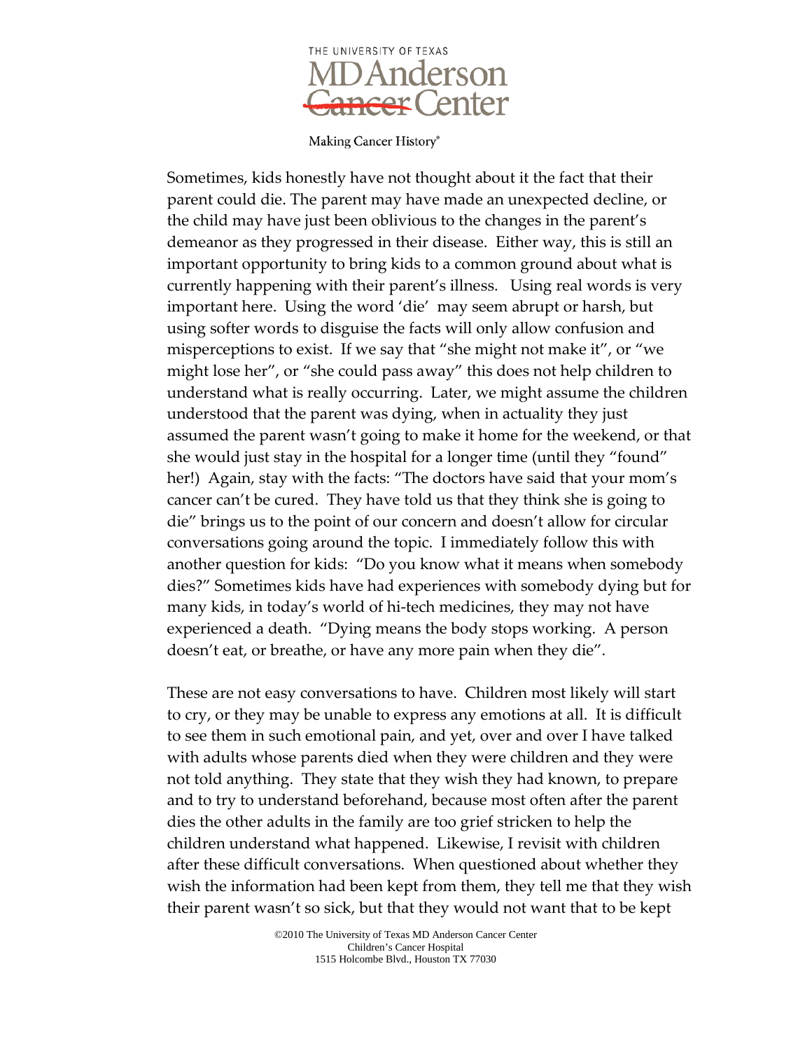Sometimes, kids honestly have not thought about it the fact that their parent could die. The parent may have made an unexpected decline, or the child may have just been oblivious to the changes in the parent's demeanor as they progressed in their disease. Either way, this is still an important opportunity to bring kids to a common ground about what is currently happening with their parent's illness. Using real words is very important here. Using the word 'die' may seem abrupt or harsh, but using softer words to disguise the facts will only allow confusion and misperceptions to exist. If we say that "she might not make it", or "we might lose her", or "she could pass away" this does not help children to understand what is really occurring. Later, we might assume the children understood that the parent was dying, when in actuality they just assumed the parent wasn't going to make it home for the weekend, or that she would just stay in the hospital for a longer time (until they "found" her!) Again, stay with the facts: "The doctors have said that your mom's cancer can't be cured. They have told us that they think she is going to die" brings us to the point of our concern and doesn't allow for circular conversations going around the topic. I immediately follow this with another question for kids: "Do you know what it means when somebody dies?" Sometimes kids have had experiences with somebody dying but for many kids, in today's world of hi-tech medicines, they may not have experienced a death. "Dying means the body stops working. A person doesn't eat, or breathe, or have any more pain when they die".

These are not easy conversations to have. Children most likely will start to cry, or they may be unable to express any emotions at all. It is difficult to see them in such emotional pain, and yet, over and over I have talked with adults whose parents died when they were children and they were not told anything. They state that they wish they had known, to prepare and to try to understand beforehand, because most often after the parent dies the other adults in the family are too grief stricken to help the children understand what happened. Likewise, I revisit with children after these difficult conversations. When questioned about whether they wish the information had been kept from them, they tell me that they wish their parent wasn't so sick, but that they would not want that to be kept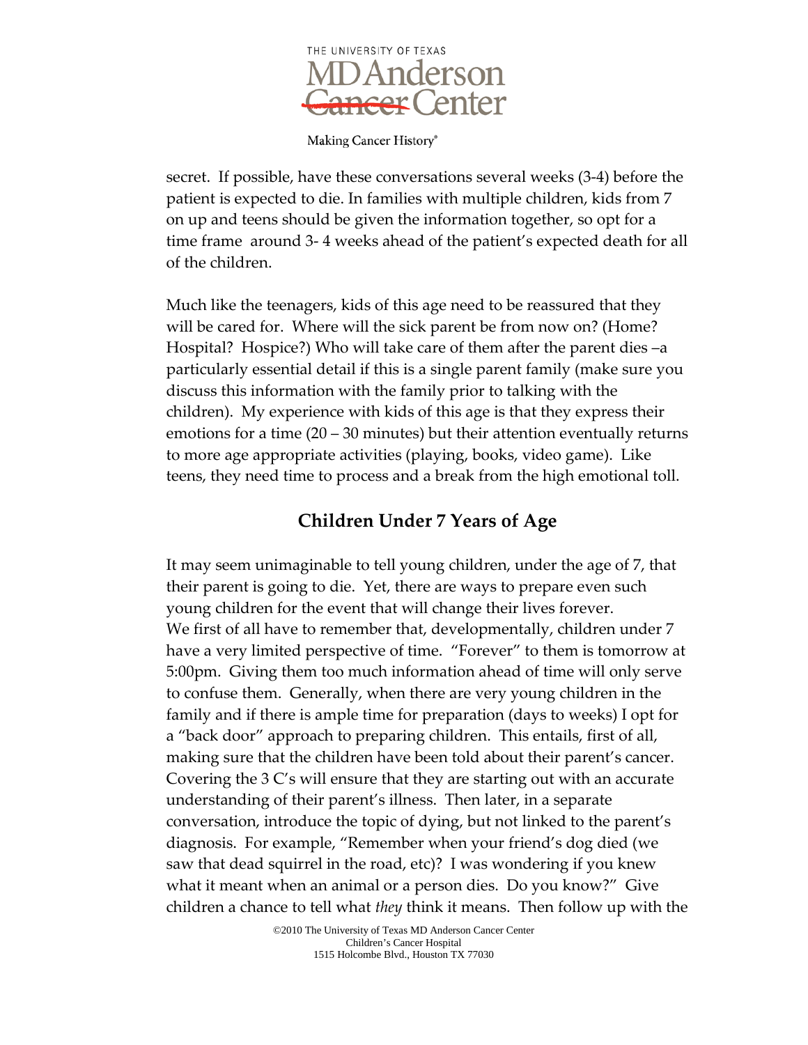secret. If possible, have these conversations several weeks (3-4) before the patient is expected to die. In families with multiple children, kids from 7 on up and teens should be given the information together, so opt for a time frame around 3- 4 weeks ahead of the patient's expected death for all of the children.

Much like the teenagers, kids of this age need to be reassured that they will be cared for. Where will the sick parent be from now on? (Home? Hospital? Hospice?) Who will take care of them after the parent dies –a particularly essential detail if this is a single parent family (make sure you discuss this information with the family prior to talking with the children). My experience with kids of this age is that they express their emotions for a time (20 – 30 minutes) but their attention eventually returns to more age appropriate activities (playing, books, video game). Like teens, they need time to process and a break from the high emotional toll.

## Children Under 7 Years of Age

It may seem unimaginable to tell young children, under the age of 7, that their parent is going to die. Yet, there are ways to prepare even such young children for the event that will change their lives forever. We first of all have to remember that, developmentally, children under 7 have a very limited perspective of time. "Forever" to them is tomorrow at 5:00pm. Giving them too much information ahead of time will only serve to confuse them. Generally, when there are very young children in the family and if there is ample time for preparation (days to weeks) I opt for a "back door" approach to preparing children. This entails, first of all, making sure that the children have been told about their parent's cancer. Covering the 3 C's will ensure that they are starting out with an accurate understanding of their parent's illness. Then later, in a separate conversation, introduce the topic of dying, but not linked to the parent's diagnosis. For example, "Remember when your friend's dog died (we saw that dead squirrel in the road, etc)? I was wondering if you knew what it meant when an animal or a person dies. Do you know?" Give children a chance to tell what *they* think it means. Then follow up with the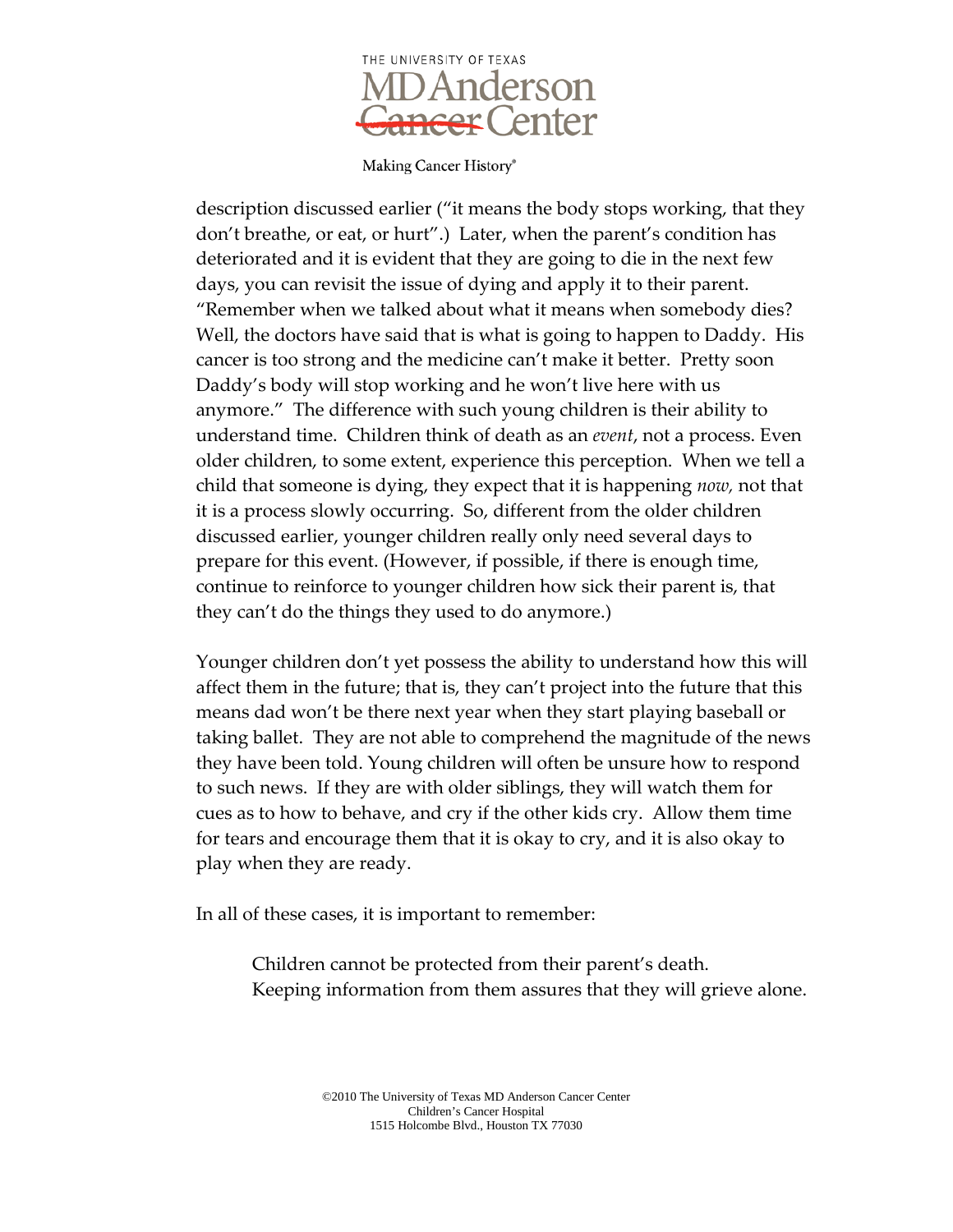description discussed earlier ("it means the body stops working, that they don't breathe, or eat, or hurt".) Later, when the parent's condition has deteriorated and it is evident that they are going to die in the next few days, you can revisit the issue of dying and apply it to their parent. "Remember when we talked about what it means when somebody dies? Well, the doctors have said that is what is going to happen to Daddy. His cancer is too strong and the medicine can't make it better. Pretty soon Daddy's body will stop working and he won't live here with us anymore." The difference with such young children is their ability to understand time. Children think of death as an *event*, not a process. Even older children, to some extent, experience this perception. When we tell a child that someone is dying, they expect that it is happening *now,* not that it is a process slowly occurring. So, different from the older children discussed earlier, younger children really only need several days to prepare for this event. (However, if possible, if there is enough time, continue to reinforce to younger children how sick their parent is, that they can't do the things they used to do anymore.)

Younger children don't yet possess the ability to understand how this will affect them in the future; that is, they can't project into the future that this means dad won't be there next year when they start playing baseball or taking ballet. They are not able to comprehend the magnitude of the news they have been told. Young children will often be unsure how to respond to such news. If they are with older siblings, they will watch them for cues as to how to behave, and cry if the other kids cry. Allow them time for tears and encourage them that it is okay to cry, and it is also okay to play when they are ready.

In all of these cases, it is important to remember:

> Children cannot be protected from their parent's death.
> Keeping information from them assures that they will grieve alone.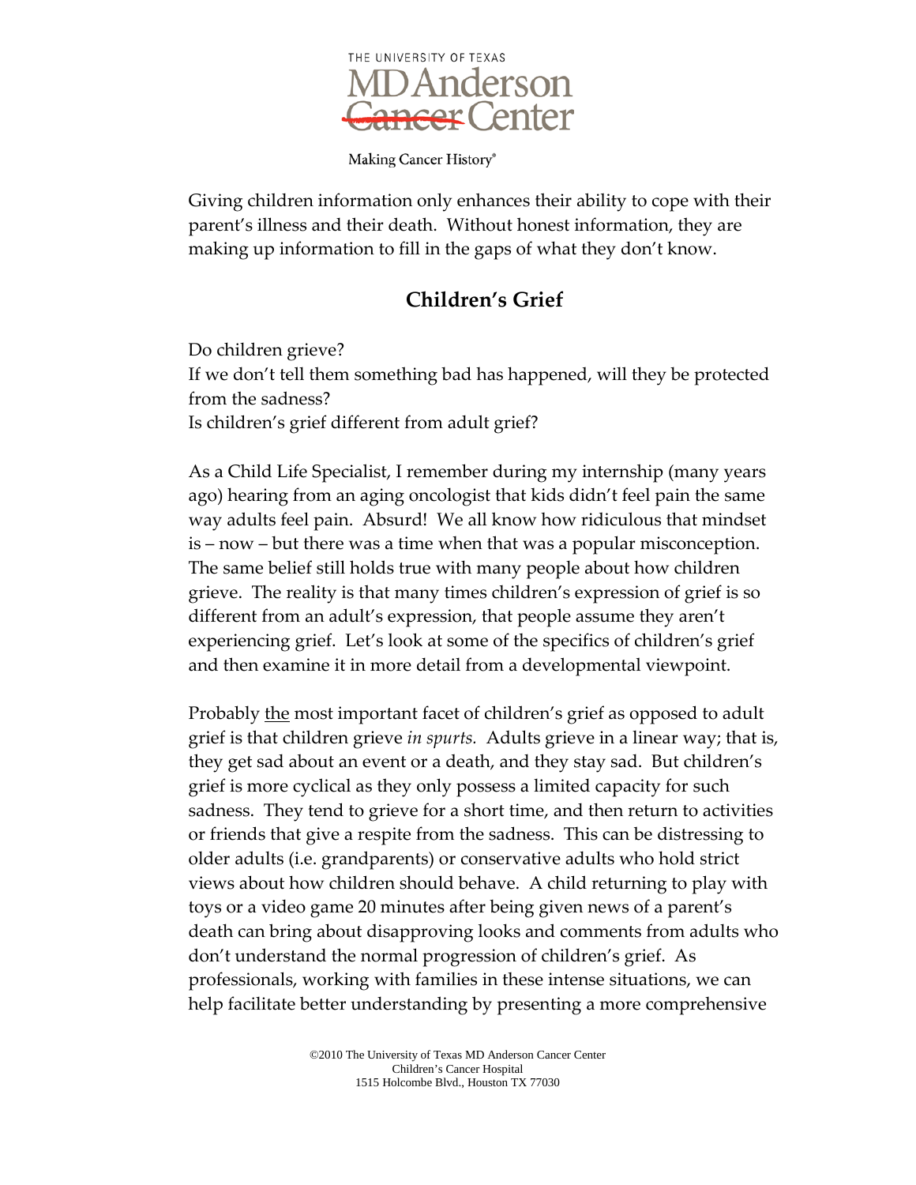Giving children information only enhances their ability to cope with their parent's illness and their death. Without honest information, they are making up information to fill in the gaps of what they don't know.

## Children's Grief

Do children grieve?
If we don't tell them something bad has happened, will they be protected from the sadness?
Is children's grief different from adult grief?

As a Child Life Specialist, I remember during my internship (many years ago) hearing from an aging oncologist that kids didn't feel pain the same way adults feel pain. Absurd! We all know how ridiculous that mindset is – now – but there was a time when that was a popular misconception. The same belief still holds true with many people about how children grieve. The reality is that many times children's expression of grief is so different from an adult's expression, that people assume they aren't experiencing grief. Let's look at some of the specifics of children's grief and then examine it in more detail from a developmental viewpoint.

Probably <u>the</u> most important facet of children's grief as opposed to adult grief is that children grieve *in spurts.* Adults grieve in a linear way; that is, they get sad about an event or a death, and they stay sad. But children's grief is more cyclical as they only possess a limited capacity for such sadness. They tend to grieve for a short time, and then return to activities or friends that give a respite from the sadness. This can be distressing to older adults (i.e. grandparents) or conservative adults who hold strict views about how children should behave. A child returning to play with toys or a video game 20 minutes after being given news of a parent's death can bring about disapproving looks and comments from adults who don't understand the normal progression of children's grief. As professionals, working with families in these intense situations, we can help facilitate better understanding by presenting a more comprehensive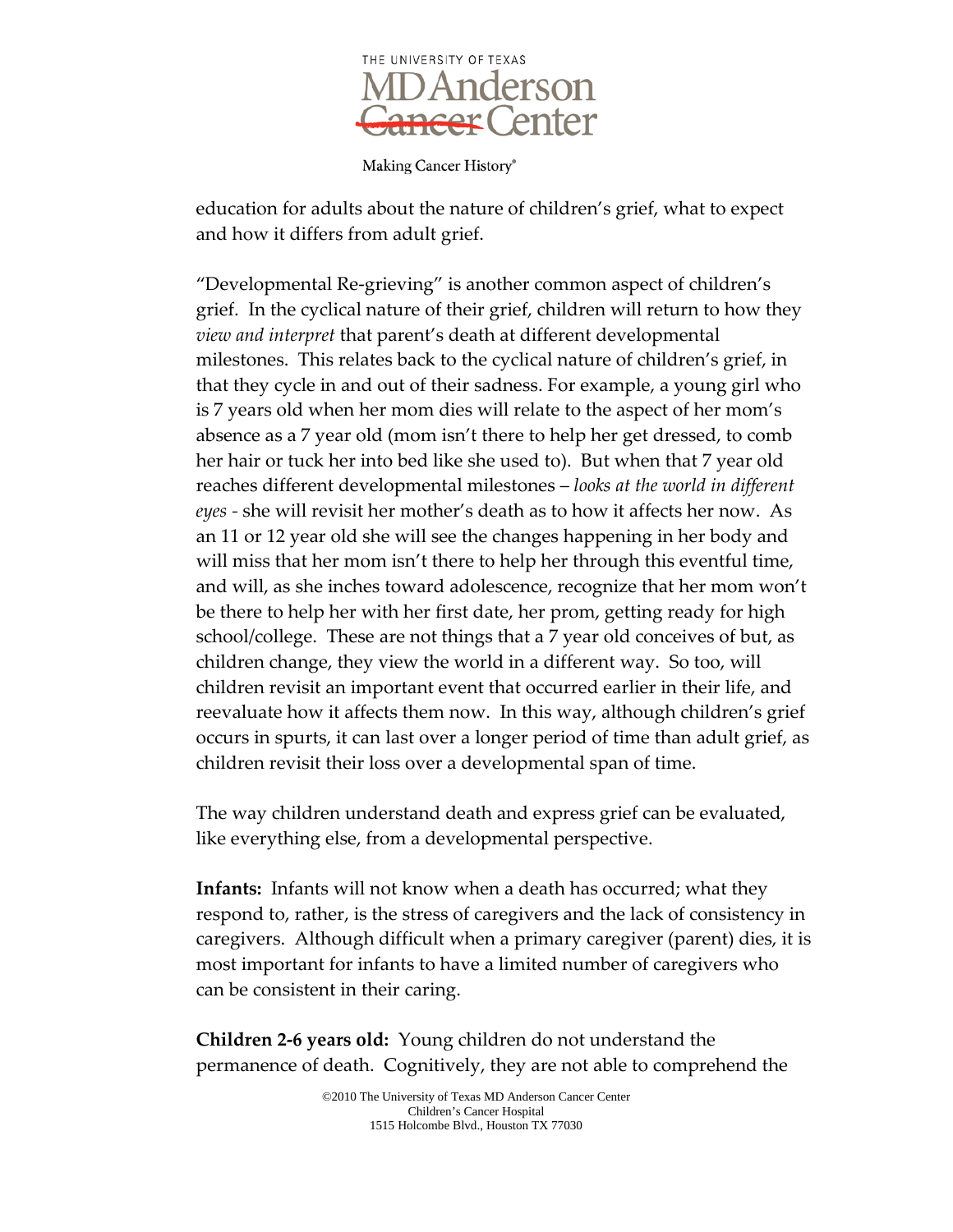education for adults about the nature of children's grief, what to expect and how it differs from adult grief.

"Developmental Re-grieving" is another common aspect of children's grief. In the cyclical nature of their grief, children will return to how they *view and interpret* that parent's death at different developmental milestones. This relates back to the cyclical nature of children's grief, in that they cycle in and out of their sadness. For example, a young girl who is 7 years old when her mom dies will relate to the aspect of her mom's absence as a 7 year old (mom isn't there to help her get dressed, to comb her hair or tuck her into bed like she used to). But when that 7 year old reaches different developmental milestones – *looks at the world in different eyes -* she will revisit her mother's death as to how it affects her now. As an 11 or 12 year old she will see the changes happening in her body and will miss that her mom isn't there to help her through this eventful time, and will, as she inches toward adolescence, recognize that her mom won't be there to help her with her first date, her prom, getting ready for high school/college. These are not things that a 7 year old conceives of but, as children change, they view the world in a different way. So too, will children revisit an important event that occurred earlier in their life, and reevaluate how it affects them now. In this way, although children's grief occurs in spurts, it can last over a longer period of time than adult grief, as children revisit their loss over a developmental span of time.

The way children understand death and express grief can be evaluated, like everything else, from a developmental perspective.

**Infants:** Infants will not know when a death has occurred; what they respond to, rather, is the stress of caregivers and the lack of consistency in caregivers. Although difficult when a primary caregiver (parent) dies, it is most important for infants to have a limited number of caregivers who can be consistent in their caring.

**Children 2-6 years old:** Young children do not understand the permanence of death. Cognitively, they are not able to comprehend the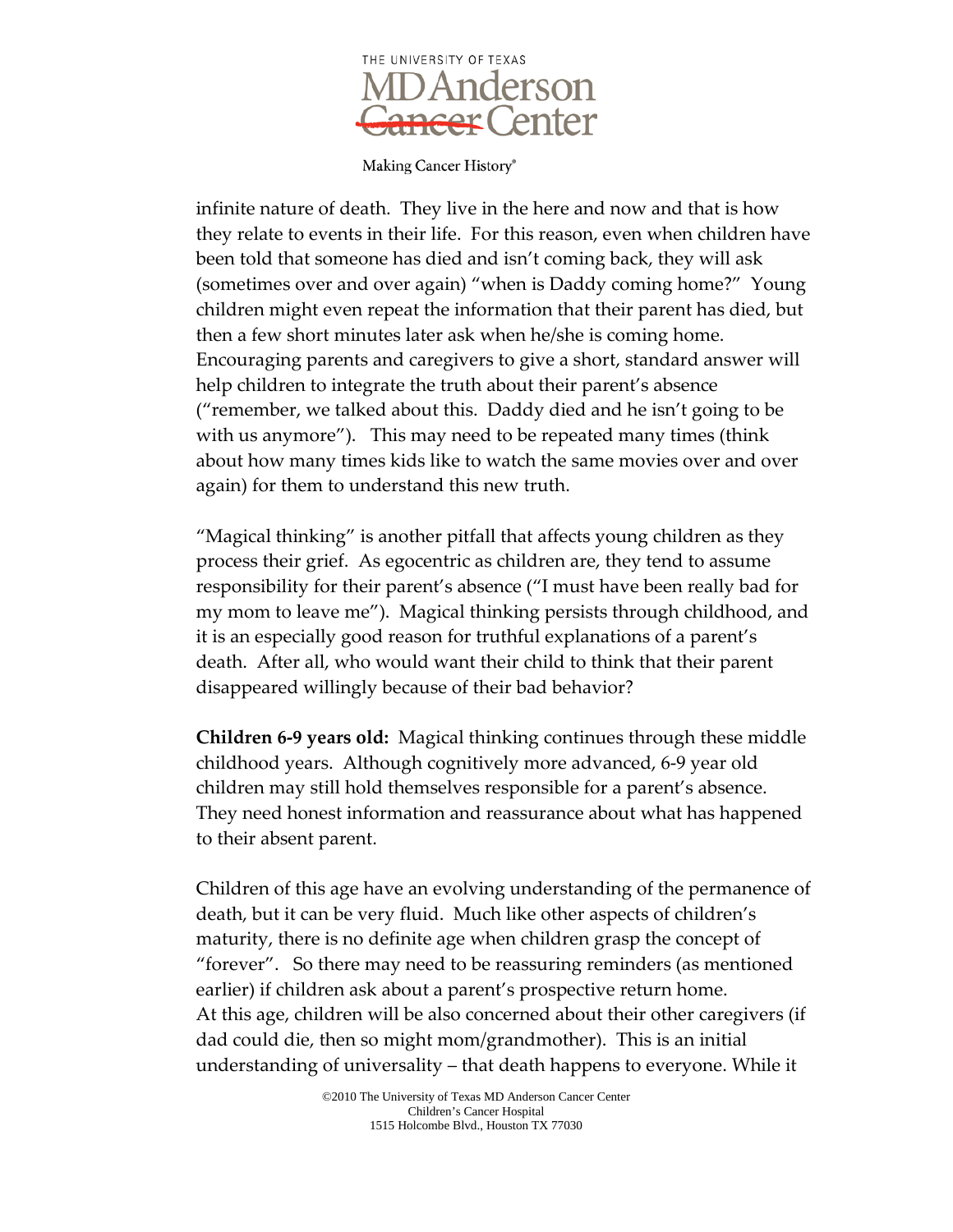infinite nature of death. They live in the here and now and that is how they relate to events in their life. For this reason, even when children have been told that someone has died and isn't coming back, they will ask (sometimes over and over again) "when is Daddy coming home?" Young children might even repeat the information that their parent has died, but then a few short minutes later ask when he/she is coming home. Encouraging parents and caregivers to give a short, standard answer will help children to integrate the truth about their parent's absence ("remember, we talked about this. Daddy died and he isn't going to be with us anymore"). This may need to be repeated many times (think about how many times kids like to watch the same movies over and over again) for them to understand this new truth.

"Magical thinking" is another pitfall that affects young children as they process their grief. As egocentric as children are, they tend to assume responsibility for their parent's absence ("I must have been really bad for my mom to leave me"). Magical thinking persists through childhood, and it is an especially good reason for truthful explanations of a parent's death. After all, who would want their child to think that their parent disappeared willingly because of their bad behavior?

**Children 6-9 years old:** Magical thinking continues through these middle childhood years. Although cognitively more advanced, 6-9 year old children may still hold themselves responsible for a parent's absence. They need honest information and reassurance about what has happened to their absent parent.

Children of this age have an evolving understanding of the permanence of death, but it can be very fluid. Much like other aspects of children's maturity, there is no definite age when children grasp the concept of "forever". So there may need to be reassuring reminders (as mentioned earlier) if children ask about a parent's prospective return home. At this age, children will be also concerned about their other caregivers (if dad could die, then so might mom/grandmother). This is an initial understanding of universality – that death happens to everyone. While it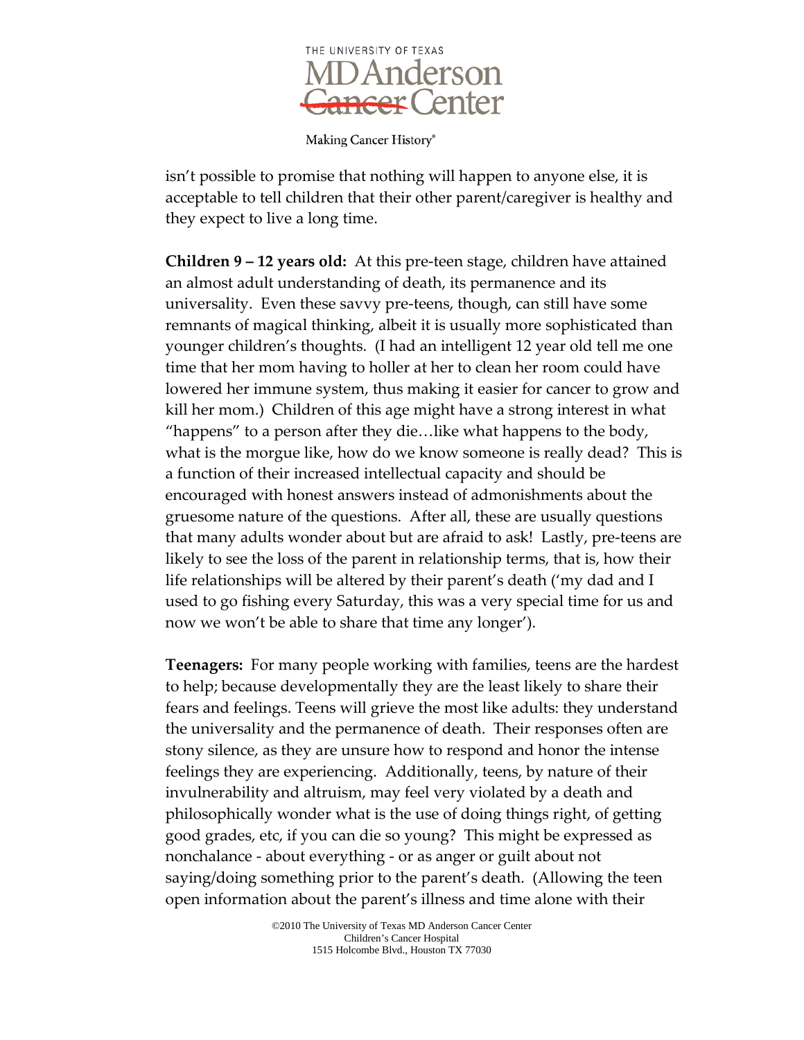isn't possible to promise that nothing will happen to anyone else, it is acceptable to tell children that their other parent/caregiver is healthy and they expect to live a long time.

**Children 9 – 12 years old:** At this pre-teen stage, children have attained an almost adult understanding of death, its permanence and its universality. Even these savvy pre-teens, though, can still have some remnants of magical thinking, albeit it is usually more sophisticated than younger children's thoughts. (I had an intelligent 12 year old tell me one time that her mom having to holler at her to clean her room could have lowered her immune system, thus making it easier for cancer to grow and kill her mom.) Children of this age might have a strong interest in what "happens" to a person after they die…like what happens to the body, what is the morgue like, how do we know someone is really dead? This is a function of their increased intellectual capacity and should be encouraged with honest answers instead of admonishments about the gruesome nature of the questions. After all, these are usually questions that many adults wonder about but are afraid to ask! Lastly, pre-teens are likely to see the loss of the parent in relationship terms, that is, how their life relationships will be altered by their parent's death ('my dad and I used to go fishing every Saturday, this was a very special time for us and now we won't be able to share that time any longer').

**Teenagers:** For many people working with families, teens are the hardest to help; because developmentally they are the least likely to share their fears and feelings. Teens will grieve the most like adults: they understand the universality and the permanence of death. Their responses often are stony silence, as they are unsure how to respond and honor the intense feelings they are experiencing. Additionally, teens, by nature of their invulnerability and altruism, may feel very violated by a death and philosophically wonder what is the use of doing things right, of getting good grades, etc, if you can die so young? This might be expressed as nonchalance - about everything - or as anger or guilt about not saying/doing something prior to the parent's death. (Allowing the teen open information about the parent's illness and time alone with their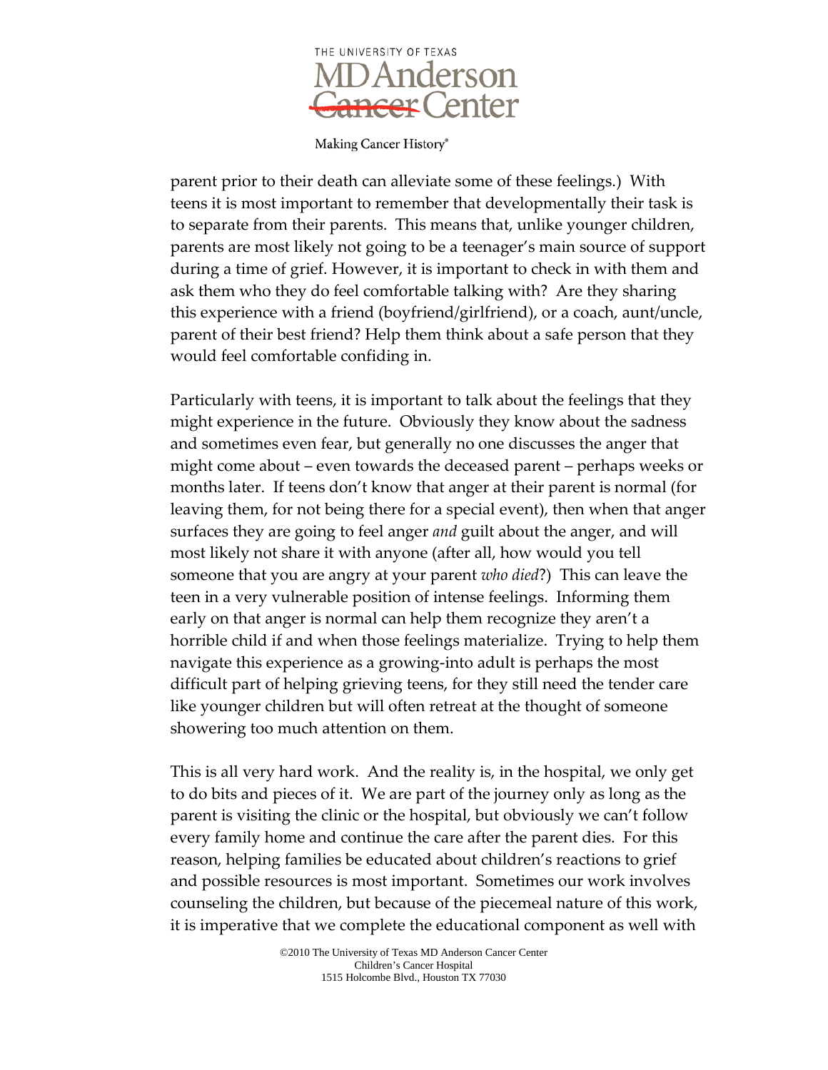parent prior to their death can alleviate some of these feelings.) With teens it is most important to remember that developmentally their task is to separate from their parents. This means that, unlike younger children, parents are most likely not going to be a teenager's main source of support during a time of grief. However, it is important to check in with them and ask them who they do feel comfortable talking with? Are they sharing this experience with a friend (boyfriend/girlfriend), or a coach, aunt/uncle, parent of their best friend? Help them think about a safe person that they would feel comfortable confiding in.

Particularly with teens, it is important to talk about the feelings that they might experience in the future. Obviously they know about the sadness and sometimes even fear, but generally no one discusses the anger that might come about – even towards the deceased parent – perhaps weeks or months later. If teens don't know that anger at their parent is normal (for leaving them, for not being there for a special event), then when that anger surfaces they are going to feel anger *and* guilt about the anger, and will most likely not share it with anyone (after all, how would you tell someone that you are angry at your parent *who died*?) This can leave the teen in a very vulnerable position of intense feelings. Informing them early on that anger is normal can help them recognize they aren't a horrible child if and when those feelings materialize. Trying to help them navigate this experience as a growing-into adult is perhaps the most difficult part of helping grieving teens, for they still need the tender care like younger children but will often retreat at the thought of someone showering too much attention on them.

This is all very hard work. And the reality is, in the hospital, we only get to do bits and pieces of it. We are part of the journey only as long as the parent is visiting the clinic or the hospital, but obviously we can't follow every family home and continue the care after the parent dies. For this reason, helping families be educated about children's reactions to grief and possible resources is most important. Sometimes our work involves counseling the children, but because of the piecemeal nature of this work, it is imperative that we complete the educational component as well with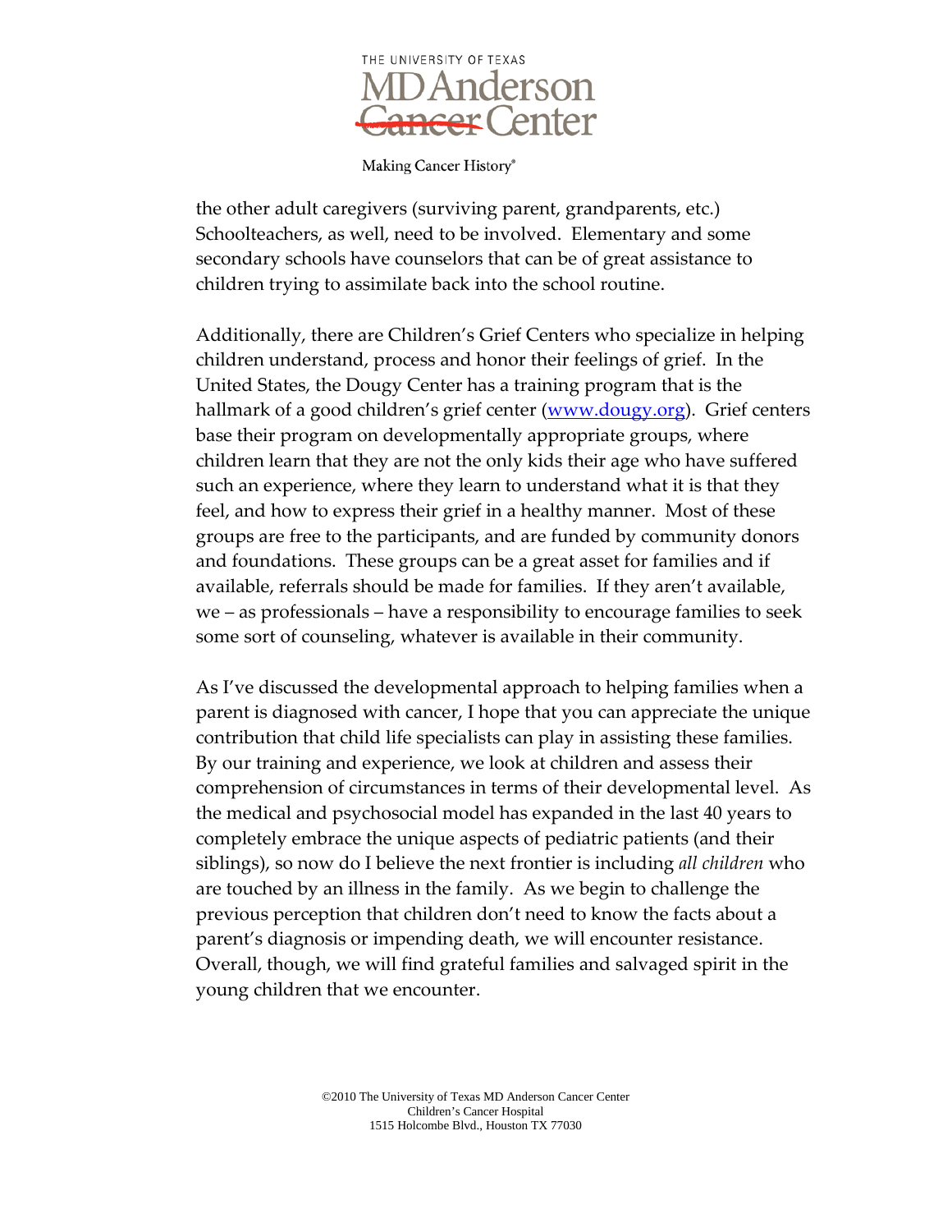the other adult caregivers (surviving parent, grandparents, etc.) Schoolteachers, as well, need to be involved. Elementary and some secondary schools have counselors that can be of great assistance to children trying to assimilate back into the school routine.

Additionally, there are Children's Grief Centers who specialize in helping children understand, process and honor their feelings of grief. In the United States, the Dougy Center has a training program that is the hallmark of a good children's grief center ([www.dougy.org](http://www.dougy.org)). Grief centers base their program on developmentally appropriate groups, where children learn that they are not the only kids their age who have suffered such an experience, where they learn to understand what it is that they feel, and how to express their grief in a healthy manner. Most of these groups are free to the participants, and are funded by community donors and foundations. These groups can be a great asset for families and if available, referrals should be made for families. If they aren't available, we – as professionals – have a responsibility to encourage families to seek some sort of counseling, whatever is available in their community.

As I've discussed the developmental approach to helping families when a parent is diagnosed with cancer, I hope that you can appreciate the unique contribution that child life specialists can play in assisting these families. By our training and experience, we look at children and assess their comprehension of circumstances in terms of their developmental level. As the medical and psychosocial model has expanded in the last 40 years to completely embrace the unique aspects of pediatric patients (and their siblings), so now do I believe the next frontier is including *all children* who are touched by an illness in the family. As we begin to challenge the previous perception that children don't need to know the facts about a parent's diagnosis or impending death, we will encounter resistance. Overall, though, we will find grateful families and salvaged spirit in the young children that we encounter.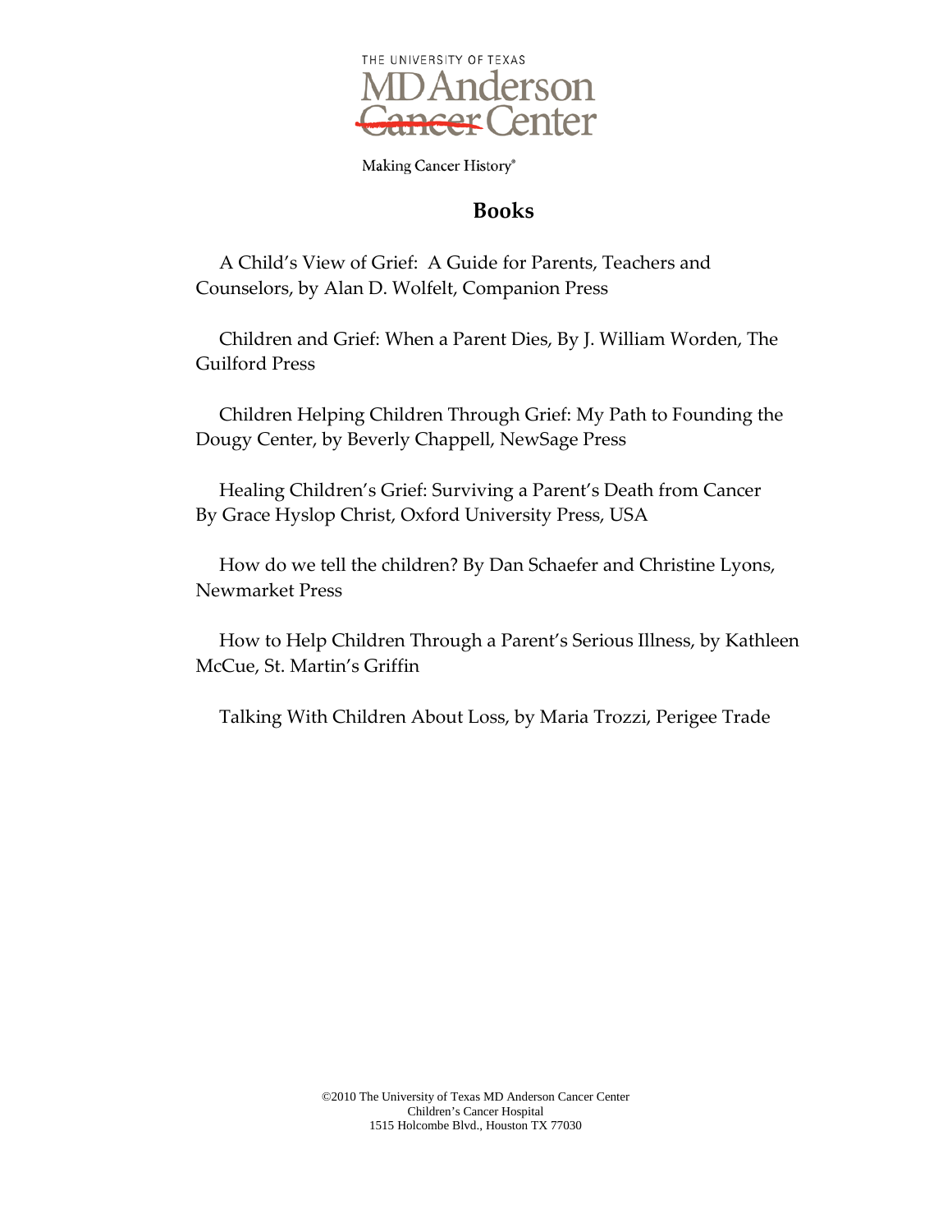THE UNIVERSITY OF TEXAS
MD Anderson Cancer Center

Making Cancer History®

## Books

A Child's View of Grief: A Guide for Parents, Teachers and Counselors, by Alan D. Wolfelt, Companion Press

Children and Grief: When a Parent Dies, By J. William Worden, The Guilford Press

Children Helping Children Through Grief: My Path to Founding the Dougy Center, by Beverly Chappell, NewSage Press

Healing Children's Grief: Surviving a Parent's Death from Cancer By Grace Hyslop Christ, Oxford University Press, USA

How do we tell the children? By Dan Schaefer and Christine Lyons, Newmarket Press

How to Help Children Through a Parent's Serious Illness, by Kathleen McCue, St. Martin's Griffin

Talking With Children About Loss, by Maria Trozzi, Perigee Trade

©2010 The University of Texas MD Anderson Cancer Center
Children's Cancer Hospital
1515 Holcombe Blvd., Houston TX 77030